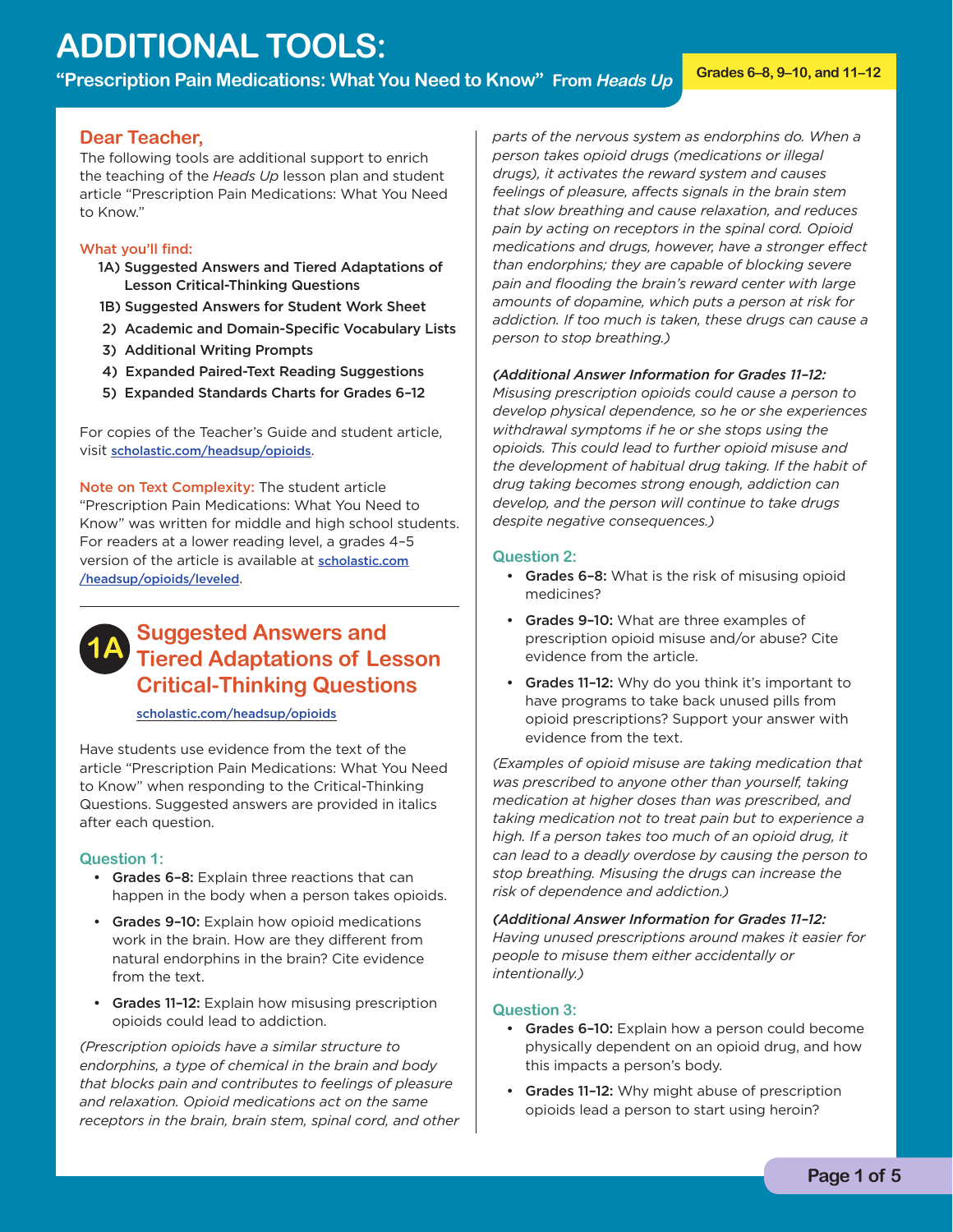# ADDITIONAL TOOLS:

**"Prescription Pain Medications: What You Need to Know" From *Heads Up***

**Grades 6–8, 9–10, and 11–12**

## Dear Teacher,

The following tools are additional support to enrich the teaching of the *Heads Up* lesson plan and student article "Prescription Pain Medications: What You Need to Know."

**What you'll find:**

- **1A) Suggested Answers and Tiered Adaptations of Lesson Critical-Thinking Questions**
- **1B) Suggested Answers for Student Work Sheet**
- **2) Academic and Domain-Specific Vocabulary Lists**
- **3) Additional Writing Prompts**
- **4) Expanded Paired-Text Reading Suggestions**
- **5) Expanded Standards Charts for Grades 6–12**

For copies of the Teacher's Guide and student article, visit scholastic.com/headsup/opioids.

**Note on Text Complexity:** The student article "Prescription Pain Medications: What You Need to Know" was written for middle and high school students. For readers at a lower reading level, a grades 4–5 version of the article is available at scholastic.com/headsup/opioids/leveled.

## 1A Suggested Answers and Tiered Adaptations of Lesson Critical-Thinking Questions

scholastic.com/headsup/opioids

Have students use evidence from the text of the article "Prescription Pain Medications: What You Need to Know" when responding to the Critical-Thinking Questions. Suggested answers are provided in italics after each question.

### Question 1:

- **Grades 6–8:** Explain three reactions that can happen in the body when a person takes opioids.
- **Grades 9–10:** Explain how opioid medications work in the brain. How are they different from natural endorphins in the brain? Cite evidence from the text.
- **Grades 11–12:** Explain how misusing prescription opioids could lead to addiction.

*(Prescription opioids have a similar structure to endorphins, a type of chemical in the brain and body that blocks pain and contributes to feelings of pleasure and relaxation. Opioid medications act on the same receptors in the brain, brain stem, spinal cord, and other parts of the nervous system as endorphins do. When a person takes opioid drugs (medications or illegal drugs), it activates the reward system and causes feelings of pleasure, affects signals in the brain stem that slow breathing and cause relaxation, and reduces pain by acting on receptors in the spinal cord. Opioid medications and drugs, however, have a stronger effect than endorphins; they are capable of blocking severe pain and flooding the brain's reward center with large amounts of dopamine, which puts a person at risk for addiction. If too much is taken, these drugs can cause a person to stop breathing.)*

***(Additional Answer Information for Grades 11–12:*** *Misusing prescription opioids could cause a person to develop physical dependence, so he or she experiences withdrawal symptoms if he or she stops using the opioids. This could lead to further opioid misuse and the development of habitual drug taking. If the habit of drug taking becomes strong enough, addiction can develop, and the person will continue to take drugs despite negative consequences.)*

### Question 2:

- **Grades 6–8:** What is the risk of misusing opioid medicines?
- **Grades 9–10:** What are three examples of prescription opioid misuse and/or abuse? Cite evidence from the article.
- **Grades 11–12:** Why do you think it's important to have programs to take back unused pills from opioid prescriptions? Support your answer with evidence from the text.

*(Examples of opioid misuse are taking medication that was prescribed to anyone other than yourself, taking medication at higher doses than was prescribed, and taking medication not to treat pain but to experience a high. If a person takes too much of an opioid drug, it can lead to a deadly overdose by causing the person to stop breathing. Misusing the drugs can increase the risk of dependence and addiction.)*

***(Additional Answer Information for Grades 11–12:*** *Having unused prescriptions around makes it easier for people to misuse them either accidentally or intentionally.)*

### Question 3:

- **Grades 6–10:** Explain how a person could become physically dependent on an opioid drug, and how this impacts a person's body.
- **Grades 11–12:** Why might abuse of prescription opioids lead a person to start using heroin?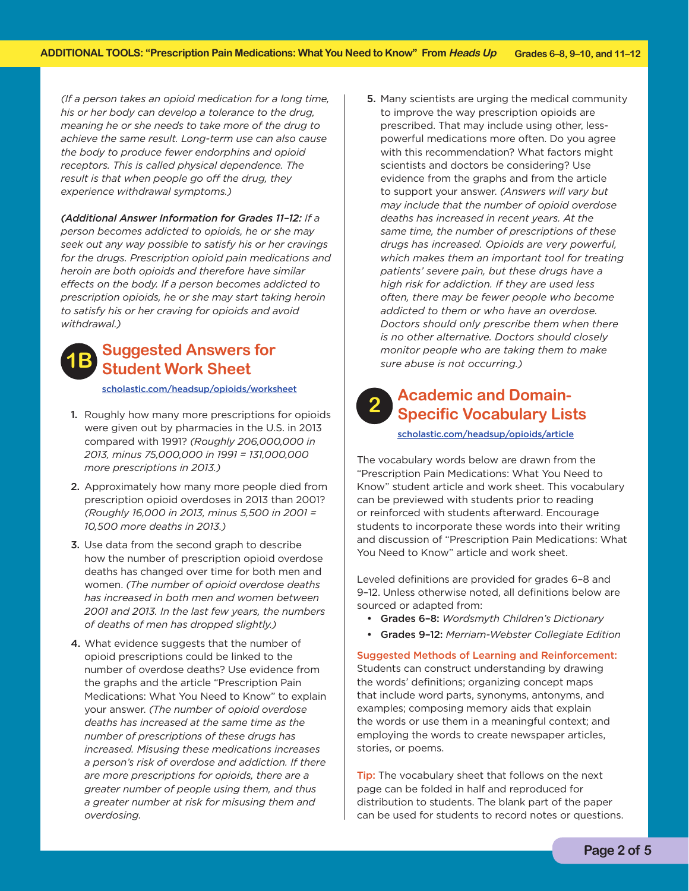*(If a person takes an opioid medication for a long time, his or her body can develop a tolerance to the drug, meaning he or she needs to take more of the drug to achieve the same result. Long-term use can also cause the body to produce fewer endorphins and opioid receptors. This is called physical dependence. The result is that when people go off the drug, they experience withdrawal symptoms.)*

***(Additional Answer Information for Grades 11–12:*** *If a person becomes addicted to opioids, he or she may seek out any way possible to satisfy his or her cravings for the drugs. Prescription opioid pain medications and heroin are both opioids and therefore have similar effects on the body. If a person becomes addicted to prescription opioids, he or she may start taking heroin to satisfy his or her craving for opioids and avoid withdrawal.)*

## 1B Suggested Answers for Student Work Sheet

scholastic.com/headsup/opioids/worksheet

1. Roughly how many more prescriptions for opioids were given out by pharmacies in the U.S. in 2013 compared with 1991? *(Roughly 206,000,000 in 2013, minus 75,000,000 in 1991 = 131,000,000 more prescriptions in 2013.)*
2. Approximately how many more people died from prescription opioid overdoses in 2013 than 2001? *(Roughly 16,000 in 2013, minus 5,500 in 2001 = 10,500 more deaths in 2013.)*
3. Use data from the second graph to describe how the number of prescription opioid overdose deaths has changed over time for both men and women. *(The number of opioid overdose deaths has increased in both men and women between 2001 and 2013. In the last few years, the numbers of deaths of men has dropped slightly.)*
4. What evidence suggests that the number of opioid prescriptions could be linked to the number of overdose deaths? Use evidence from the graphs and the article "Prescription Pain Medications: What You Need to Know" to explain your answer. *(The number of opioid overdose deaths has increased at the same time as the number of prescriptions of these drugs has increased. Misusing these medications increases a person's risk of overdose and addiction. If there are more prescriptions for opioids, there are a greater number of people using them, and thus a greater number at risk for misusing them and overdosing.*
5. Many scientists are urging the medical community to improve the way prescription opioids are prescribed. That may include using other, less-powerful medications more often. Do you agree with this recommendation? What factors might scientists and doctors be considering? Use evidence from the graphs and from the article to support your answer. *(Answers will vary but may include that the number of opioid overdose deaths has increased in recent years. At the same time, the number of prescriptions of these drugs has increased. Opioids are very powerful, which makes them an important tool for treating patients' severe pain, but these drugs have a high risk for addiction. If they are used less often, there may be fewer people who become addicted to them or who have an overdose. Doctors should only prescribe them when there is no other alternative. Doctors should closely monitor people who are taking them to make sure abuse is not occurring.)*

## 2 Academic and Domain-Specific Vocabulary Lists

scholastic.com/headsup/opioids/article

The vocabulary words below are drawn from the "Prescription Pain Medications: What You Need to Know" student article and work sheet. This vocabulary can be previewed with students prior to reading or reinforced with students afterward. Encourage students to incorporate these words into their writing and discussion of "Prescription Pain Medications: What You Need to Know" article and work sheet.

Leveled definitions are provided for grades 6–8 and 9–12. Unless otherwise noted, all definitions below are sourced or adapted from:

- **Grades 6–8:** *Wordsmyth Children's Dictionary*
- **Grades 9–12:** *Merriam-Webster Collegiate Edition*

**Suggested Methods of Learning and Reinforcement:** Students can construct understanding by drawing the words' definitions; organizing concept maps that include word parts, synonyms, antonyms, and examples; composing memory aids that explain the words or use them in a meaningful context; and employing the words to create newspaper articles, stories, or poems.

**Tip:** The vocabulary sheet that follows on the next page can be folded in half and reproduced for distribution to students. The blank part of the paper can be used for students to record notes or questions.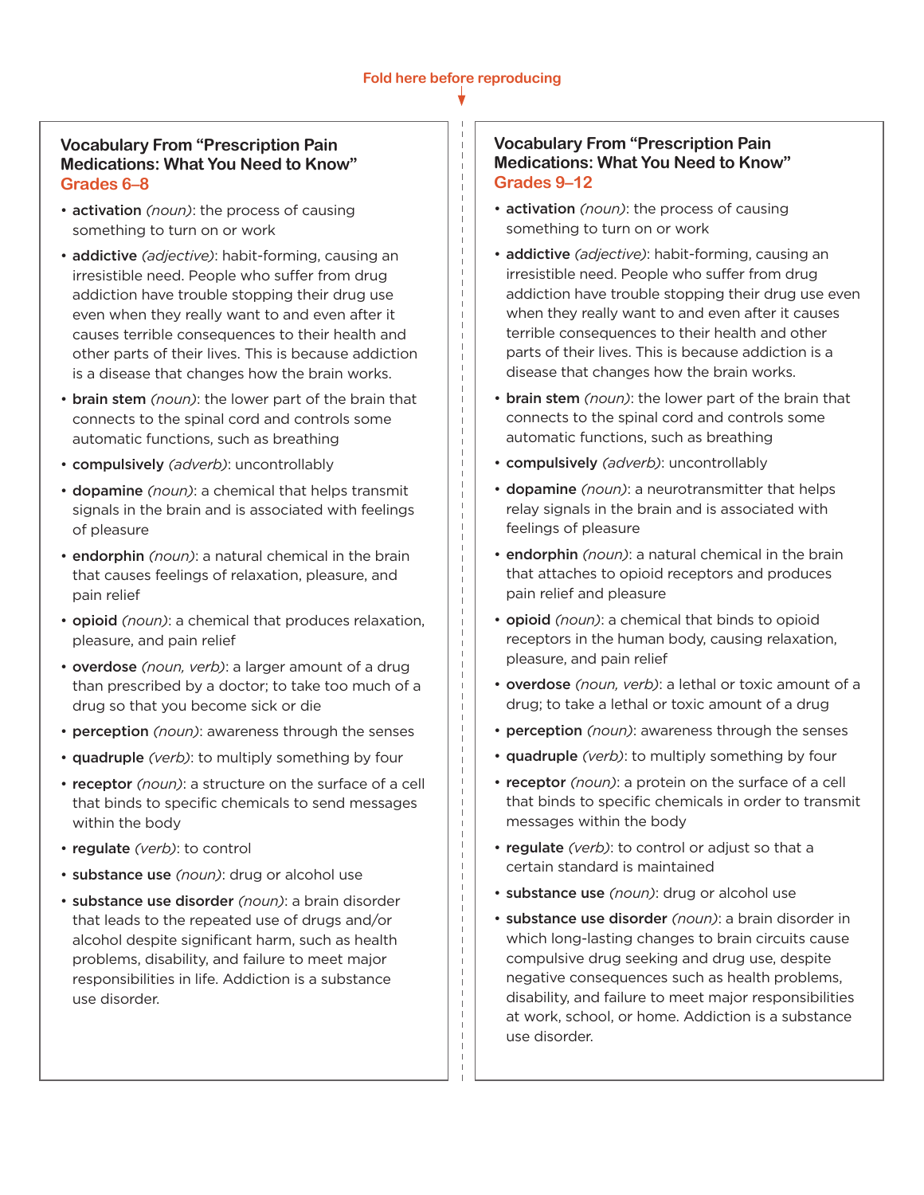Fold here before reproducing

## Vocabulary From "Prescription Pain Medications: What You Need to Know"

### Grades 6–8

- **activation** *(noun)*: the process of causing something to turn on or work
- **addictive** *(adjective)*: habit-forming, causing an irresistible need. People who suffer from drug addiction have trouble stopping their drug use even when they really want to and even after it causes terrible consequences to their health and other parts of their lives. This is because addiction is a disease that changes how the brain works.
- **brain stem** *(noun)*: the lower part of the brain that connects to the spinal cord and controls some automatic functions, such as breathing
- **compulsively** *(adverb)*: uncontrollably
- **dopamine** *(noun)*: a chemical that helps transmit signals in the brain and is associated with feelings of pleasure
- **endorphin** *(noun)*: a natural chemical in the brain that causes feelings of relaxation, pleasure, and pain relief
- **opioid** *(noun)*: a chemical that produces relaxation, pleasure, and pain relief
- **overdose** *(noun, verb)*: a larger amount of a drug than prescribed by a doctor; to take too much of a drug so that you become sick or die
- **perception** *(noun)*: awareness through the senses
- **quadruple** *(verb)*: to multiply something by four
- **receptor** *(noun)*: a structure on the surface of a cell that binds to specific chemicals to send messages within the body
- **regulate** *(verb)*: to control
- **substance use** *(noun)*: drug or alcohol use
- **substance use disorder** *(noun)*: a brain disorder that leads to the repeated use of drugs and/or alcohol despite significant harm, such as health problems, disability, and failure to meet major responsibilities in life. Addiction is a substance use disorder.

## Vocabulary From "Prescription Pain Medications: What You Need to Know"

### Grades 9–12

- **activation** *(noun)*: the process of causing something to turn on or work
- **addictive** *(adjective)*: habit-forming, causing an irresistible need. People who suffer from drug addiction have trouble stopping their drug use even when they really want to and even after it causes terrible consequences to their health and other parts of their lives. This is because addiction is a disease that changes how the brain works.
- **brain stem** *(noun)*: the lower part of the brain that connects to the spinal cord and controls some automatic functions, such as breathing
- **compulsively** *(adverb)*: uncontrollably
- **dopamine** *(noun)*: a neurotransmitter that helps relay signals in the brain and is associated with feelings of pleasure
- **endorphin** *(noun)*: a natural chemical in the brain that attaches to opioid receptors and produces pain relief and pleasure
- **opioid** *(noun)*: a chemical that binds to opioid receptors in the human body, causing relaxation, pleasure, and pain relief
- **overdose** *(noun, verb)*: a lethal or toxic amount of a drug; to take a lethal or toxic amount of a drug
- **perception** *(noun)*: awareness through the senses
- **quadruple** *(verb)*: to multiply something by four
- **receptor** *(noun)*: a protein on the surface of a cell that binds to specific chemicals in order to transmit messages within the body
- **regulate** *(verb)*: to control or adjust so that a certain standard is maintained
- **substance use** *(noun)*: drug or alcohol use
- **substance use disorder** *(noun)*: a brain disorder in which long-lasting changes to brain circuits cause compulsive drug seeking and drug use, despite negative consequences such as health problems, disability, and failure to meet major responsibilities at work, school, or home. Addiction is a substance use disorder.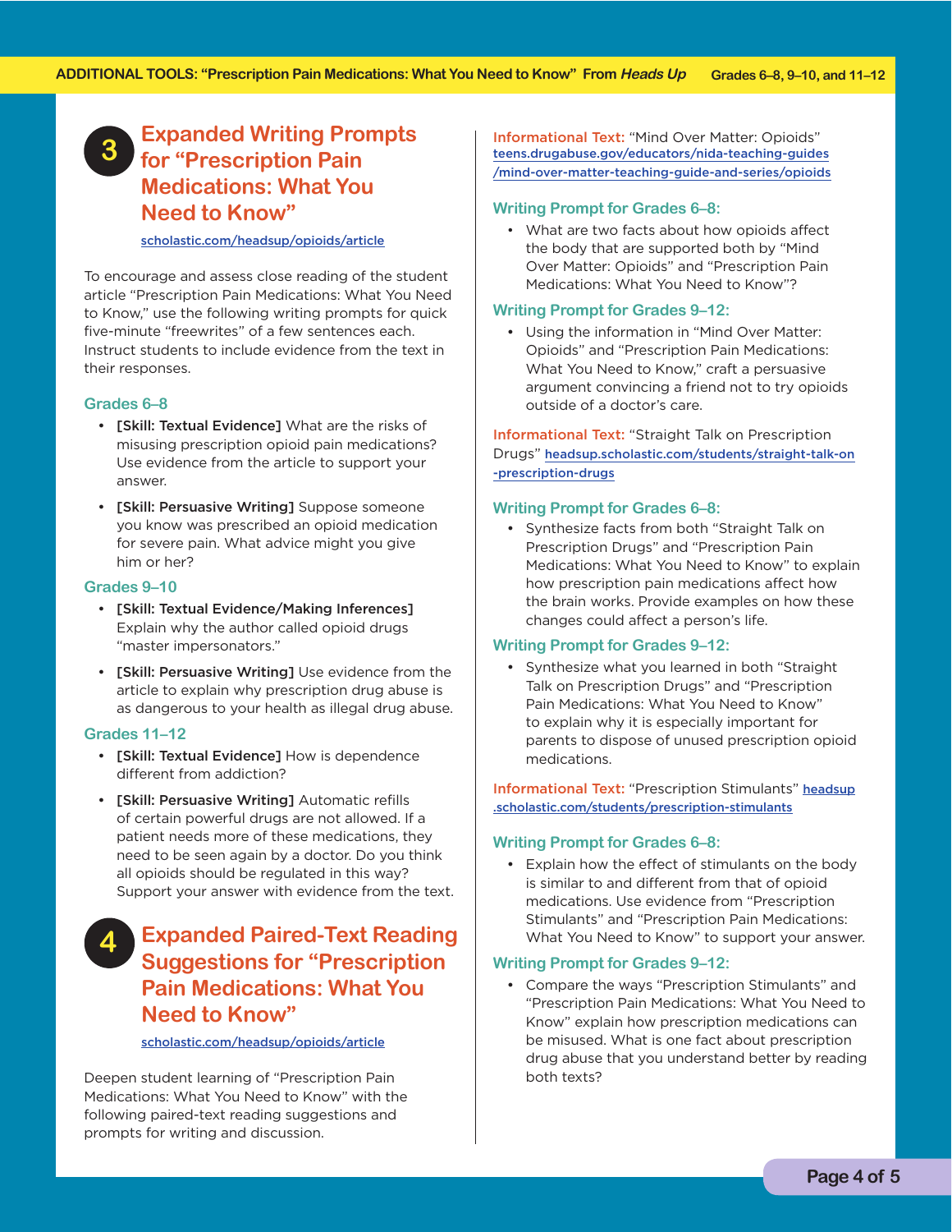## 3 Expanded Writing Prompts for "Prescription Pain Medications: What You Need to Know"

scholastic.com/headsup/opioids/article

To encourage and assess close reading of the student article "Prescription Pain Medications: What You Need to Know," use the following writing prompts for quick five-minute "freewrites" of a few sentences each. Instruct students to include evidence from the text in their responses.

### Grades 6–8

- **[Skill: Textual Evidence]** What are the risks of misusing prescription opioid pain medications? Use evidence from the article to support your answer.
- **[Skill: Persuasive Writing]** Suppose someone you know was prescribed an opioid medication for severe pain. What advice might you give him or her?

### Grades 9–10

- **[Skill: Textual Evidence/Making Inferences]** Explain why the author called opioid drugs "master impersonators."
- **[Skill: Persuasive Writing]** Use evidence from the article to explain why prescription drug abuse is as dangerous to your health as illegal drug abuse.

### Grades 11–12

- **[Skill: Textual Evidence]** How is dependence different from addiction?
- **[Skill: Persuasive Writing]** Automatic refills of certain powerful drugs are not allowed. If a patient needs more of these medications, they need to be seen again by a doctor. Do you think all opioids should be regulated in this way? Support your answer with evidence from the text.

## 4 Expanded Paired-Text Reading Suggestions for "Prescription Pain Medications: What You Need to Know"

scholastic.com/headsup/opioids/article

Deepen student learning of "Prescription Pain Medications: What You Need to Know" with the following paired-text reading suggestions and prompts for writing and discussion.

**Informational Text:** "Mind Over Matter: Opioids" teens.drugabuse.gov/educators/nida-teaching-guides/mind-over-matter-teaching-guide-and-series/opioids

### Writing Prompt for Grades 6–8:

- What are two facts about how opioids affect the body that are supported both by "Mind Over Matter: Opioids" and "Prescription Pain Medications: What You Need to Know"?

### Writing Prompt for Grades 9–12:

- Using the information in "Mind Over Matter: Opioids" and "Prescription Pain Medications: What You Need to Know," craft a persuasive argument convincing a friend not to try opioids outside of a doctor's care.

**Informational Text:** "Straight Talk on Prescription Drugs" headsup.scholastic.com/students/straight-talk-on-prescription-drugs

### Writing Prompt for Grades 6–8:

- Synthesize facts from both "Straight Talk on Prescription Drugs" and "Prescription Pain Medications: What You Need to Know" to explain how prescription pain medications affect how the brain works. Provide examples on how these changes could affect a person's life.

### Writing Prompt for Grades 9–12:

- Synthesize what you learned in both "Straight Talk on Prescription Drugs" and "Prescription Pain Medications: What You Need to Know" to explain why it is especially important for parents to dispose of unused prescription opioid medications.

**Informational Text:** "Prescription Stimulants" headsup.scholastic.com/students/prescription-stimulants

### Writing Prompt for Grades 6–8:

- Explain how the effect of stimulants on the body is similar to and different from that of opioid medications. Use evidence from "Prescription Stimulants" and "Prescription Pain Medications: What You Need to Know" to support your answer.

### Writing Prompt for Grades 9–12:

- Compare the ways "Prescription Stimulants" and "Prescription Pain Medications: What You Need to Know" explain how prescription medications can be misused. What is one fact about prescription drug abuse that you understand better by reading both texts?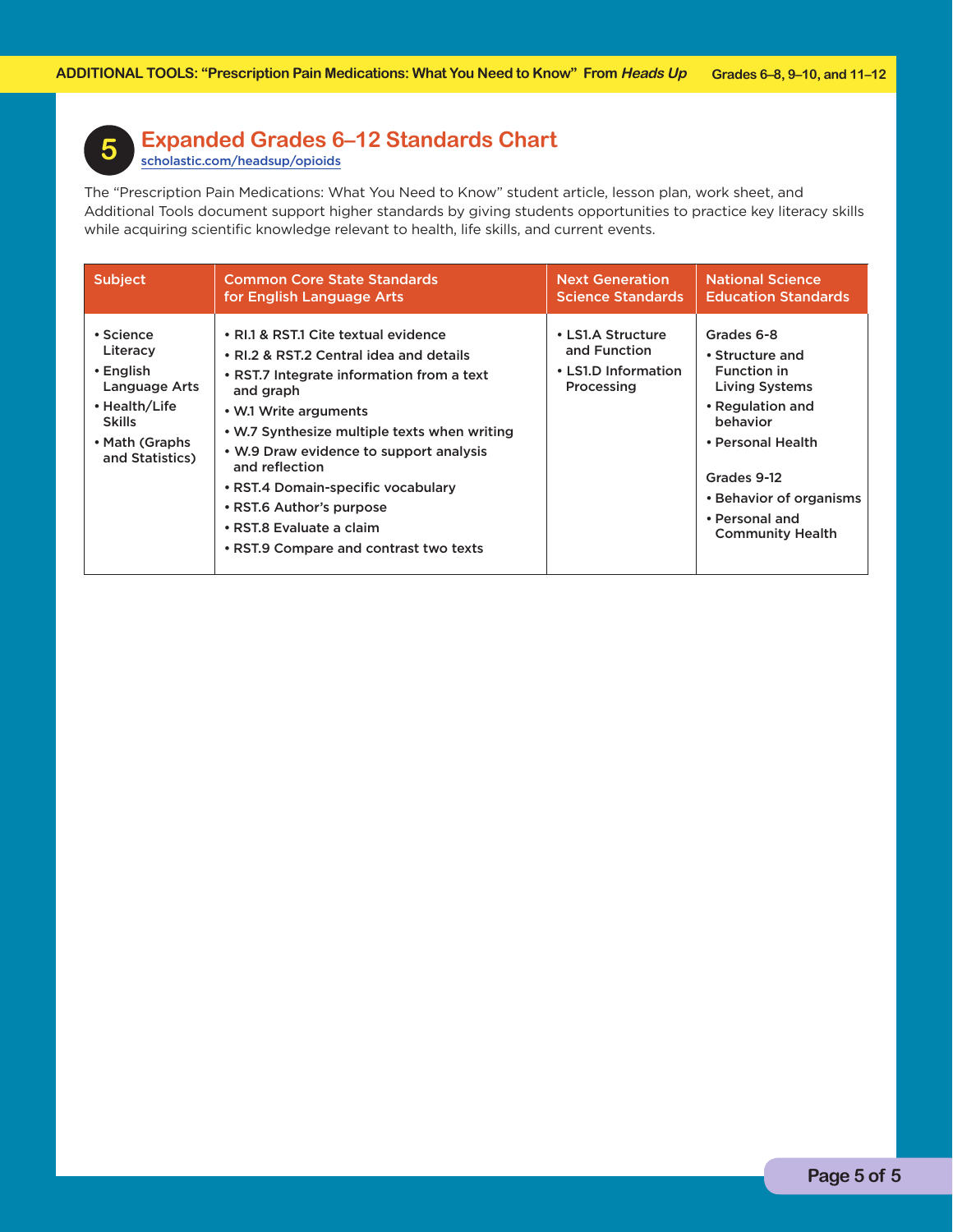## 5 Expanded Grades 6–12 Standards Chart

scholastic.com/headsup/opioids

The "Prescription Pain Medications: What You Need to Know" student article, lesson plan, work sheet, and Additional Tools document support higher standards by giving students opportunities to practice key literacy skills while acquiring scientific knowledge relevant to health, life skills, and current events.

| Subject | Common Core State Standards for English Language Arts | Next Generation Science Standards | National Science Education Standards |
|---|---|---|---|
| • Science Literacy<br>• English Language Arts<br>• Health/Life Skills<br>• Math (Graphs and Statistics) | • RI.1 & RST.1 Cite textual evidence<br>• RI.2 & RST.2 Central idea and details<br>• RST.7 Integrate information from a text and graph<br>• W.1 Write arguments<br>• W.7 Synthesize multiple texts when writing<br>• W.9 Draw evidence to support analysis and reflection<br>• RST.4 Domain-specific vocabulary<br>• RST.6 Author's purpose<br>• RST.8 Evaluate a claim<br>• RST.9 Compare and contrast two texts | • LS1.A Structure and Function<br>• LS1.D Information Processing | Grades 6-8<br>• Structure and Function in Living Systems<br>• Regulation and behavior<br>• Personal Health<br><br>Grades 9-12<br>• Behavior of organisms<br>• Personal and Community Health |